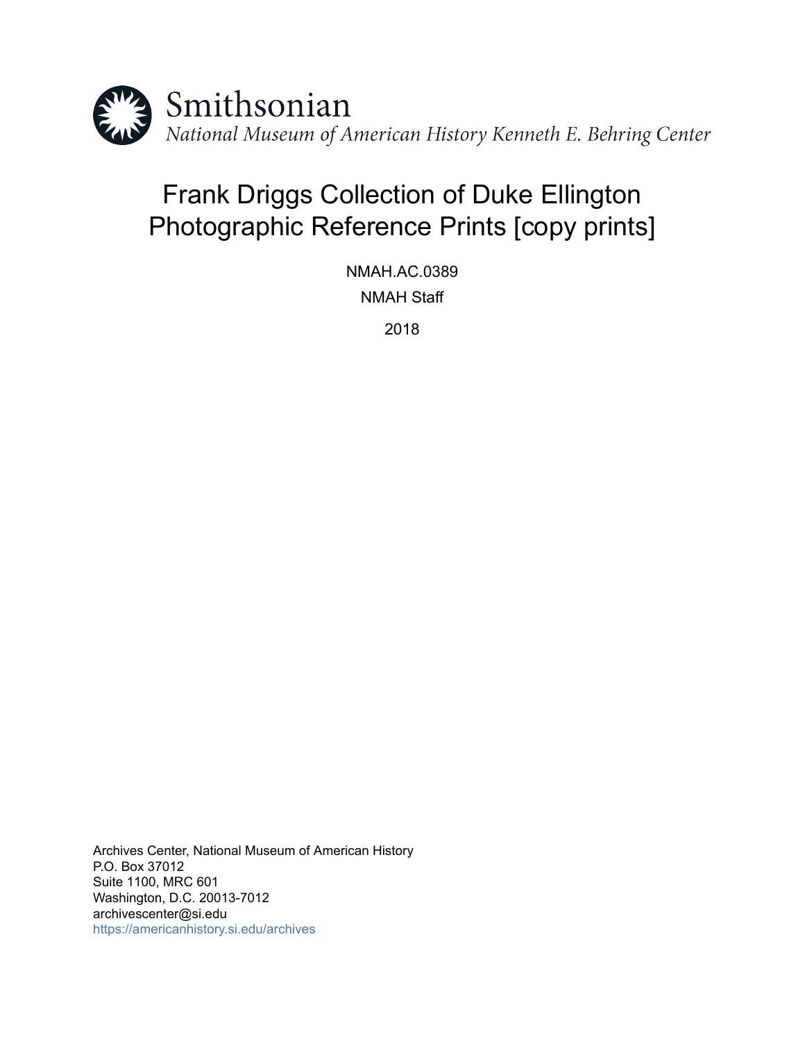Smithsonian

*National Museum of American History Kenneth E. Behring Center*

# Frank Driggs Collection of Duke Ellington Photographic Reference Prints [copy prints]

NMAH.AC.0389

NMAH Staff

2018

Archives Center, National Museum of American History
P.O. Box 37012
Suite 1100, MRC 601
Washington, D.C. 20013-7012
archivescenter@si.edu
https://americanhistory.si.edu/archives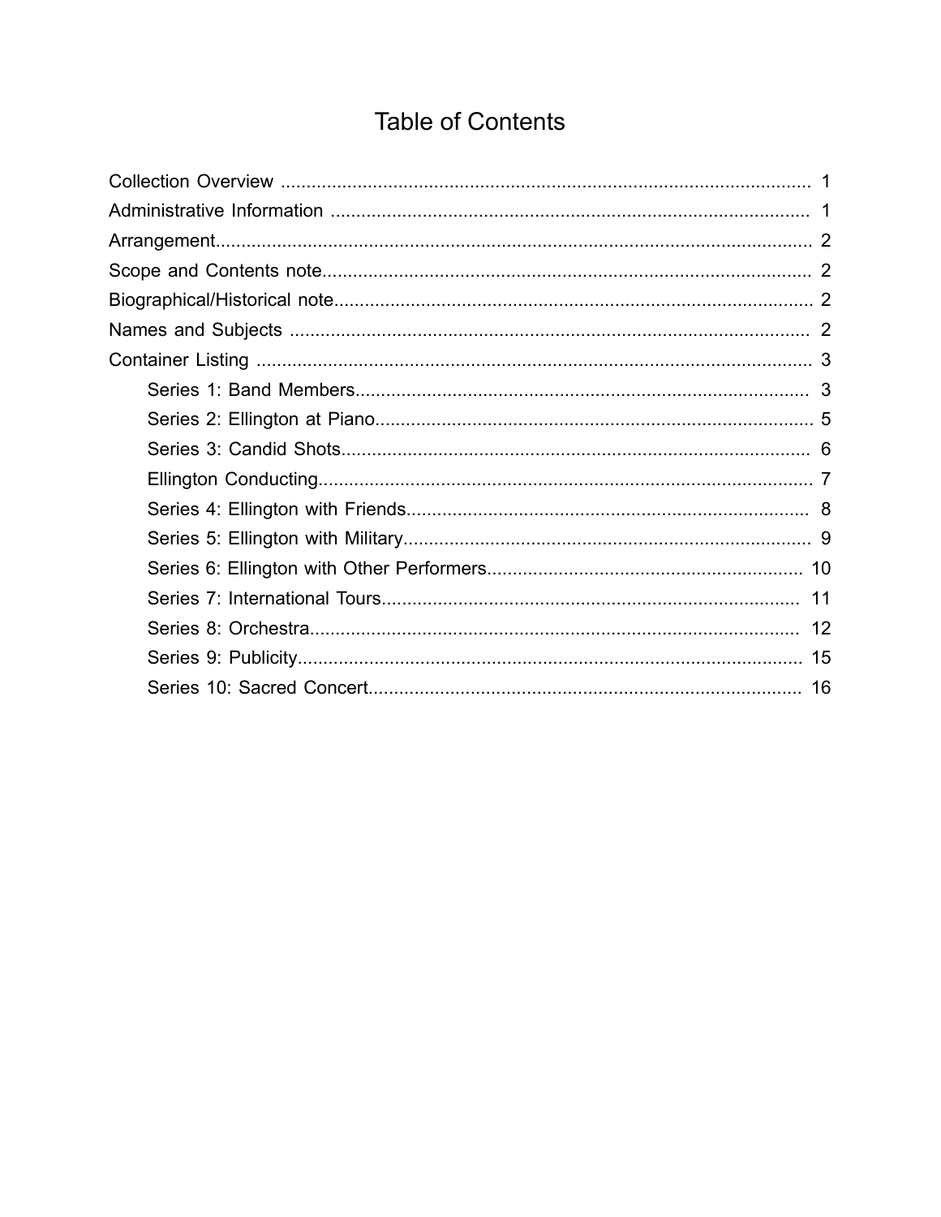# Table of Contents

- Collection Overview .......... 1
- Administrative Information .......... 1
- Arrangement .......... 2
- Scope and Contents note .......... 2
- Biographical/Historical note .......... 2
- Names and Subjects .......... 2
- Container Listing .......... 3
    - Series 1: Band Members .......... 3
    - Series 2: Ellington at Piano .......... 5
    - Series 3: Candid Shots .......... 6
    - Ellington Conducting .......... 7
    - Series 4: Ellington with Friends .......... 8
    - Series 5: Ellington with Military .......... 9
    - Series 6: Ellington with Other Performers .......... 10
    - Series 7: International Tours .......... 11
    - Series 8: Orchestra .......... 12
    - Series 9: Publicity .......... 15
    - Series 10: Sacred Concert .......... 16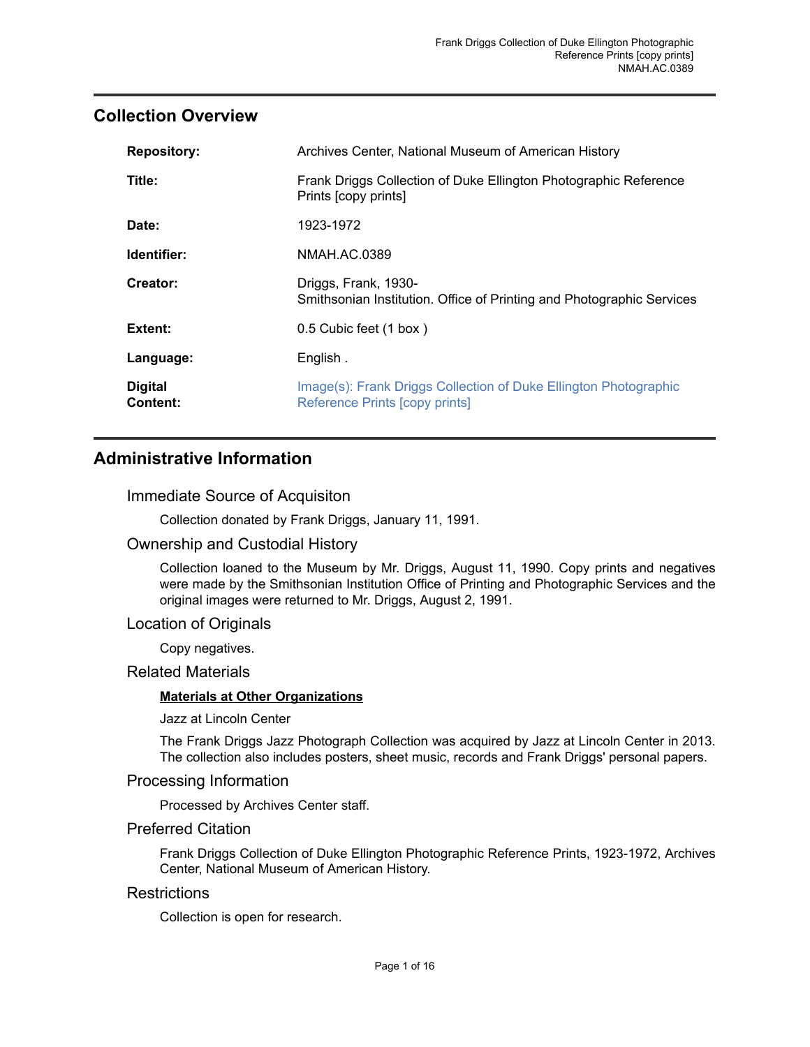## Collection Overview

| | |
|---|---|
| **Repository:** | Archives Center, National Museum of American History |
| **Title:** | Frank Driggs Collection of Duke Ellington Photographic Reference Prints [copy prints] |
| **Date:** | 1923-1972 |
| **Identifier:** | NMAH.AC.0389 |
| **Creator:** | Driggs, Frank, 1930-<br>Smithsonian Institution. Office of Printing and Photographic Services |
| **Extent:** | 0.5 Cubic feet (1 box ) |
| **Language:** | English . |
| **Digital Content:** | Image(s): Frank Driggs Collection of Duke Ellington Photographic Reference Prints [copy prints] |

## Administrative Information

### Immediate Source of Acquisiton

Collection donated by Frank Driggs, January 11, 1991.

### Ownership and Custodial History

Collection loaned to the Museum by Mr. Driggs, August 11, 1990. Copy prints and negatives were made by the Smithsonian Institution Office of Printing and Photographic Services and the original images were returned to Mr. Driggs, August 2, 1991.

### Location of Originals

Copy negatives.

### Related Materials

**Materials at Other Organizations**

Jazz at Lincoln Center

The Frank Driggs Jazz Photograph Collection was acquired by Jazz at Lincoln Center in 2013. The collection also includes posters, sheet music, records and Frank Driggs' personal papers.

### Processing Information

Processed by Archives Center staff.

### Preferred Citation

Frank Driggs Collection of Duke Ellington Photographic Reference Prints, 1923-1972, Archives Center, National Museum of American History.

### Restrictions

Collection is open for research.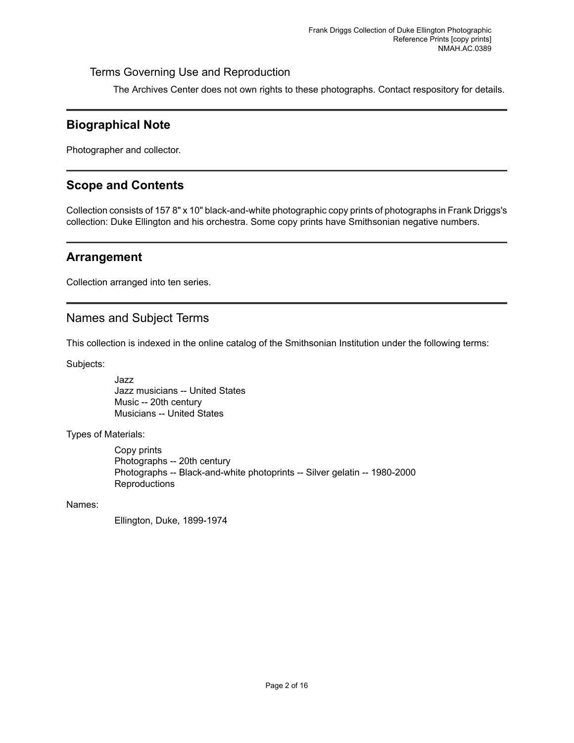### Terms Governing Use and Reproduction

The Archives Center does not own rights to these photographs. Contact respository for details.

## Biographical Note

Photographer and collector.

## Scope and Contents

Collection consists of 157 8" x 10" black-and-white photographic copy prints of photographs in Frank Driggs's collection: Duke Ellington and his orchestra. Some copy prints have Smithsonian negative numbers.

## Arrangement

Collection arranged into ten series.

## Names and Subject Terms

This collection is indexed in the online catalog of the Smithsonian Institution under the following terms:

Subjects:

- Jazz
- Jazz musicians -- United States
- Music -- 20th century
- Musicians -- United States

Types of Materials:

- Copy prints
- Photographs -- 20th century
- Photographs -- Black-and-white photoprints -- Silver gelatin -- 1980-2000
- Reproductions

Names:

- Ellington, Duke, 1899-1974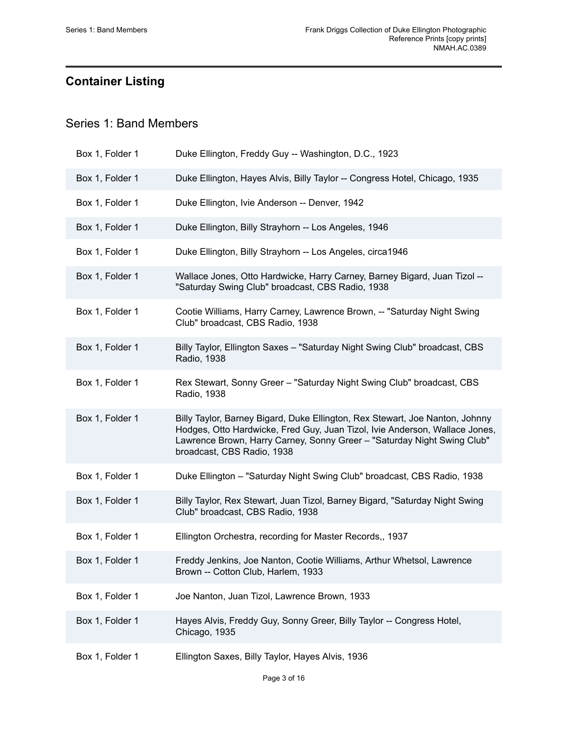## Container Listing

### Series 1: Band Members

| | |
|---|---|
| Box 1, Folder 1 | Duke Ellington, Freddy Guy -- Washington, D.C., 1923 |
| Box 1, Folder 1 | Duke Ellington, Hayes Alvis, Billy Taylor -- Congress Hotel, Chicago, 1935 |
| Box 1, Folder 1 | Duke Ellington, Ivie Anderson -- Denver, 1942 |
| Box 1, Folder 1 | Duke Ellington, Billy Strayhorn -- Los Angeles, 1946 |
| Box 1, Folder 1 | Duke Ellington, Billy Strayhorn -- Los Angeles, circa1946 |
| Box 1, Folder 1 | Wallace Jones, Otto Hardwicke, Harry Carney, Barney Bigard, Juan Tizol -- "Saturday Swing Club" broadcast, CBS Radio, 1938 |
| Box 1, Folder 1 | Cootie Williams, Harry Carney, Lawrence Brown, -- "Saturday Night Swing Club" broadcast, CBS Radio, 1938 |
| Box 1, Folder 1 | Billy Taylor, Ellington Saxes – "Saturday Night Swing Club" broadcast, CBS Radio, 1938 |
| Box 1, Folder 1 | Rex Stewart, Sonny Greer – "Saturday Night Swing Club" broadcast, CBS Radio, 1938 |
| Box 1, Folder 1 | Billy Taylor, Barney Bigard, Duke Ellington, Rex Stewart, Joe Nanton, Johnny Hodges, Otto Hardwicke, Fred Guy, Juan Tizol, Ivie Anderson, Wallace Jones, Lawrence Brown, Harry Carney, Sonny Greer – "Saturday Night Swing Club" broadcast, CBS Radio, 1938 |
| Box 1, Folder 1 | Duke Ellington – "Saturday Night Swing Club" broadcast, CBS Radio, 1938 |
| Box 1, Folder 1 | Billy Taylor, Rex Stewart, Juan Tizol, Barney Bigard, "Saturday Night Swing Club" broadcast, CBS Radio, 1938 |
| Box 1, Folder 1 | Ellington Orchestra, recording for Master Records,, 1937 |
| Box 1, Folder 1 | Freddy Jenkins, Joe Nanton, Cootie Williams, Arthur Whetsol, Lawrence Brown -- Cotton Club, Harlem, 1933 |
| Box 1, Folder 1 | Joe Nanton, Juan Tizol, Lawrence Brown, 1933 |
| Box 1, Folder 1 | Hayes Alvis, Freddy Guy, Sonny Greer, Billy Taylor -- Congress Hotel, Chicago, 1935 |
| Box 1, Folder 1 | Ellington Saxes, Billy Taylor, Hayes Alvis, 1936 |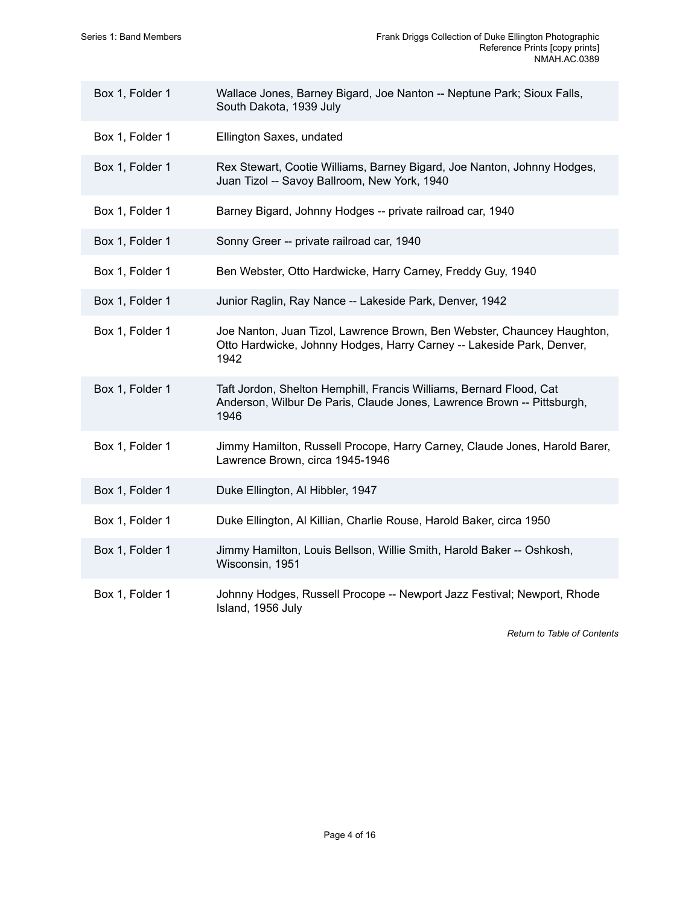| | |
|---|---|
| Box 1, Folder 1 | Wallace Jones, Barney Bigard, Joe Nanton -- Neptune Park; Sioux Falls, South Dakota, 1939 July |
| Box 1, Folder 1 | Ellington Saxes, undated |
| Box 1, Folder 1 | Rex Stewart, Cootie Williams, Barney Bigard, Joe Nanton, Johnny Hodges, Juan Tizol -- Savoy Ballroom, New York, 1940 |
| Box 1, Folder 1 | Barney Bigard, Johnny Hodges -- private railroad car, 1940 |
| Box 1, Folder 1 | Sonny Greer -- private railroad car, 1940 |
| Box 1, Folder 1 | Ben Webster, Otto Hardwicke, Harry Carney, Freddy Guy, 1940 |
| Box 1, Folder 1 | Junior Raglin, Ray Nance -- Lakeside Park, Denver, 1942 |
| Box 1, Folder 1 | Joe Nanton, Juan Tizol, Lawrence Brown, Ben Webster, Chauncey Haughton, Otto Hardwicke, Johnny Hodges, Harry Carney -- Lakeside Park, Denver, 1942 |
| Box 1, Folder 1 | Taft Jordon, Shelton Hemphill, Francis Williams, Bernard Flood, Cat Anderson, Wilbur De Paris, Claude Jones, Lawrence Brown -- Pittsburgh, 1946 |
| Box 1, Folder 1 | Jimmy Hamilton, Russell Procope, Harry Carney, Claude Jones, Harold Barer, Lawrence Brown, circa 1945-1946 |
| Box 1, Folder 1 | Duke Ellington, Al Hibbler, 1947 |
| Box 1, Folder 1 | Duke Ellington, Al Killian, Charlie Rouse, Harold Baker, circa 1950 |
| Box 1, Folder 1 | Jimmy Hamilton, Louis Bellson, Willie Smith, Harold Baker -- Oshkosh, Wisconsin, 1951 |
| Box 1, Folder 1 | Johnny Hodges, Russell Procope -- Newport Jazz Festival; Newport, Rhode Island, 1956 July |

*Return to Table of Contents*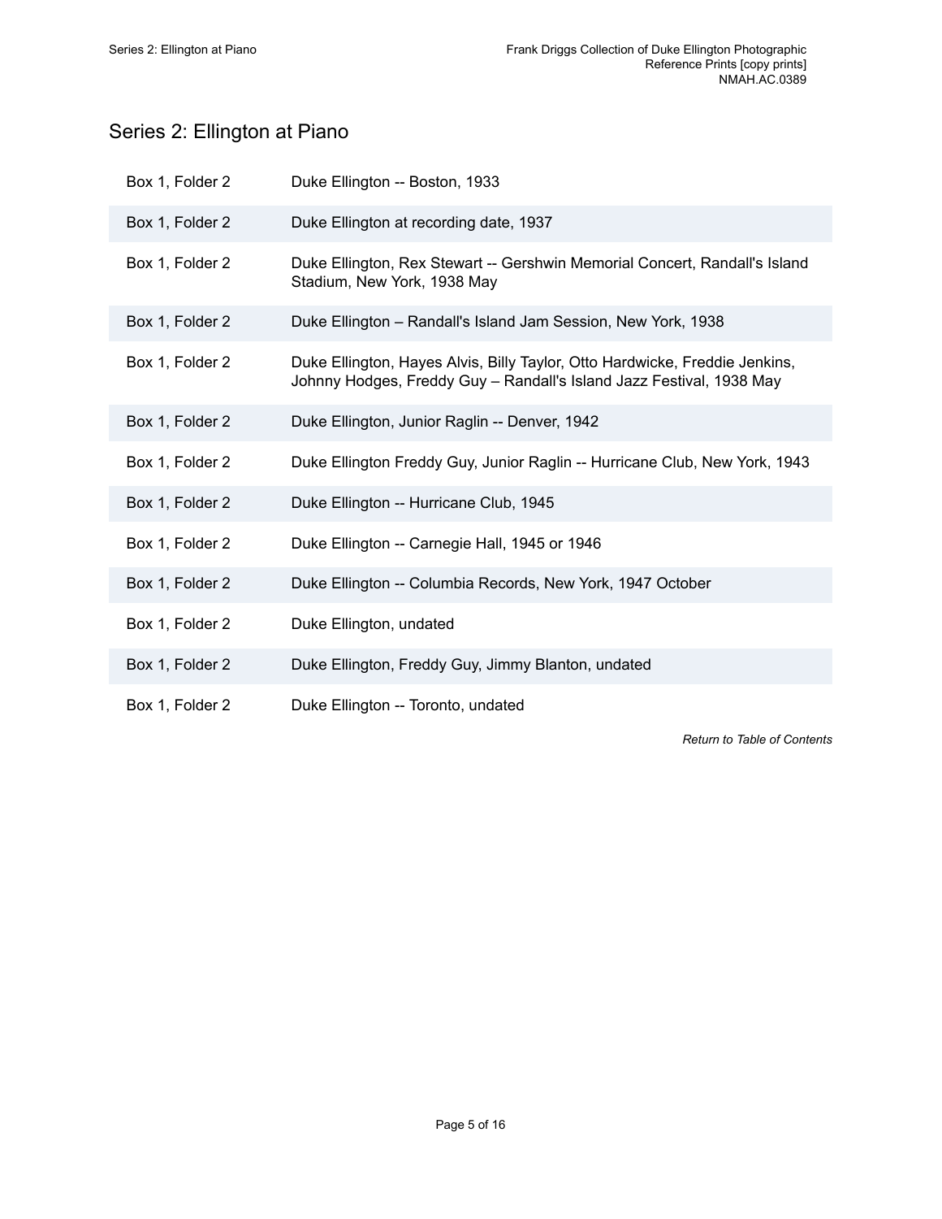## Series 2: Ellington at Piano

| | |
|---|---|
| Box 1, Folder 2 | Duke Ellington -- Boston, 1933 |
| Box 1, Folder 2 | Duke Ellington at recording date, 1937 |
| Box 1, Folder 2 | Duke Ellington, Rex Stewart -- Gershwin Memorial Concert, Randall's Island Stadium, New York, 1938 May |
| Box 1, Folder 2 | Duke Ellington – Randall's Island Jam Session, New York, 1938 |
| Box 1, Folder 2 | Duke Ellington, Hayes Alvis, Billy Taylor, Otto Hardwicke, Freddie Jenkins, Johnny Hodges, Freddy Guy – Randall's Island Jazz Festival, 1938 May |
| Box 1, Folder 2 | Duke Ellington, Junior Raglin -- Denver, 1942 |
| Box 1, Folder 2 | Duke Ellington Freddy Guy, Junior Raglin -- Hurricane Club, New York, 1943 |
| Box 1, Folder 2 | Duke Ellington -- Hurricane Club, 1945 |
| Box 1, Folder 2 | Duke Ellington -- Carnegie Hall, 1945 or 1946 |
| Box 1, Folder 2 | Duke Ellington -- Columbia Records, New York, 1947 October |
| Box 1, Folder 2 | Duke Ellington, undated |
| Box 1, Folder 2 | Duke Ellington, Freddy Guy, Jimmy Blanton, undated |
| Box 1, Folder 2 | Duke Ellington -- Toronto, undated |

*Return to Table of Contents*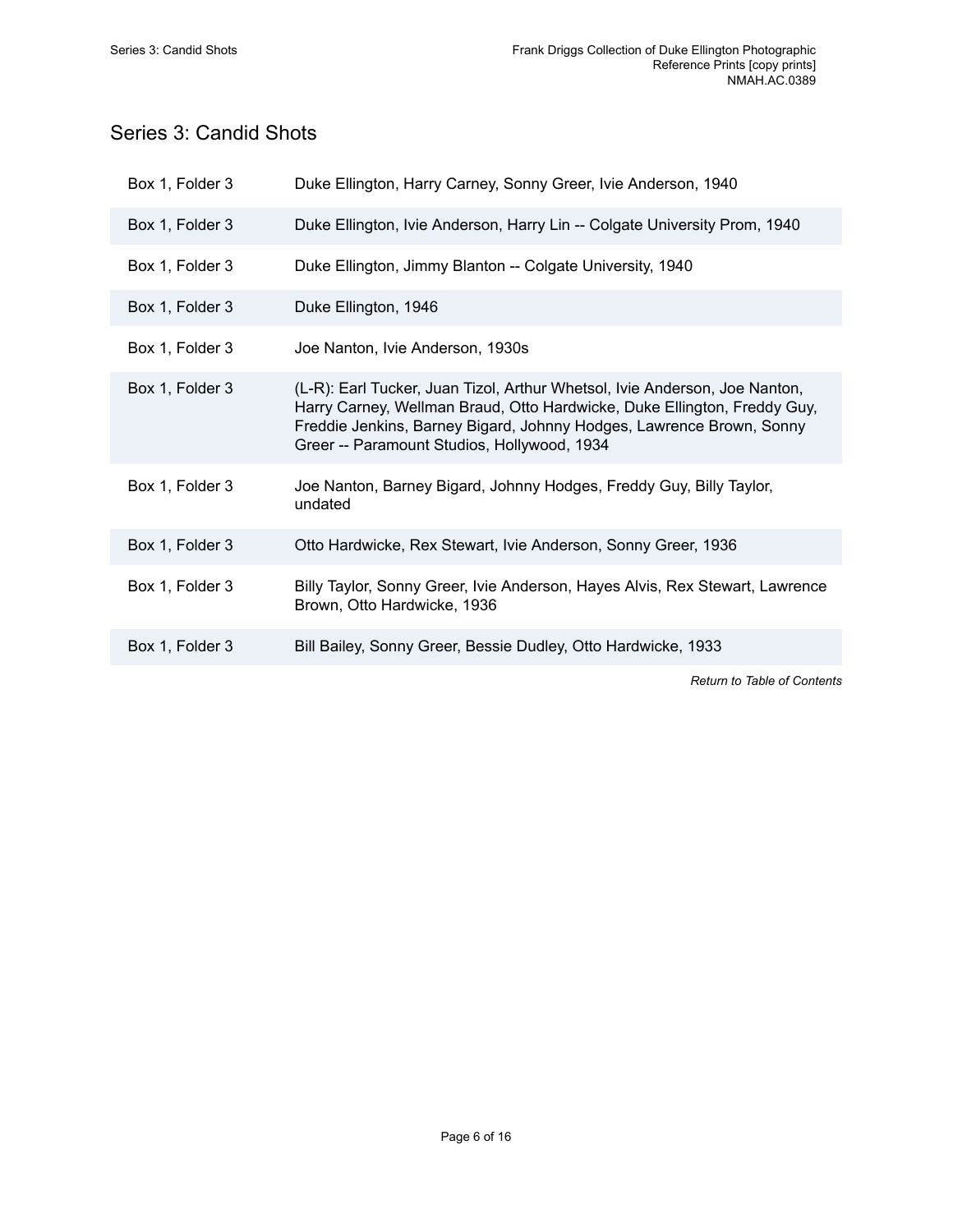## Series 3: Candid Shots

| | |
|---|---|
| Box 1, Folder 3 | Duke Ellington, Harry Carney, Sonny Greer, Ivie Anderson, 1940 |
| Box 1, Folder 3 | Duke Ellington, Ivie Anderson, Harry Lin -- Colgate University Prom, 1940 |
| Box 1, Folder 3 | Duke Ellington, Jimmy Blanton -- Colgate University, 1940 |
| Box 1, Folder 3 | Duke Ellington, 1946 |
| Box 1, Folder 3 | Joe Nanton, Ivie Anderson, 1930s |
| Box 1, Folder 3 | (L-R): Earl Tucker, Juan Tizol, Arthur Whetsol, Ivie Anderson, Joe Nanton, Harry Carney, Wellman Braud, Otto Hardwicke, Duke Ellington, Freddy Guy, Freddie Jenkins, Barney Bigard, Johnny Hodges, Lawrence Brown, Sonny Greer -- Paramount Studios, Hollywood, 1934 |
| Box 1, Folder 3 | Joe Nanton, Barney Bigard, Johnny Hodges, Freddy Guy, Billy Taylor, undated |
| Box 1, Folder 3 | Otto Hardwicke, Rex Stewart, Ivie Anderson, Sonny Greer, 1936 |
| Box 1, Folder 3 | Billy Taylor, Sonny Greer, Ivie Anderson, Hayes Alvis, Rex Stewart, Lawrence Brown, Otto Hardwicke, 1936 |
| Box 1, Folder 3 | Bill Bailey, Sonny Greer, Bessie Dudley, Otto Hardwicke, 1933 |

*Return to Table of Contents*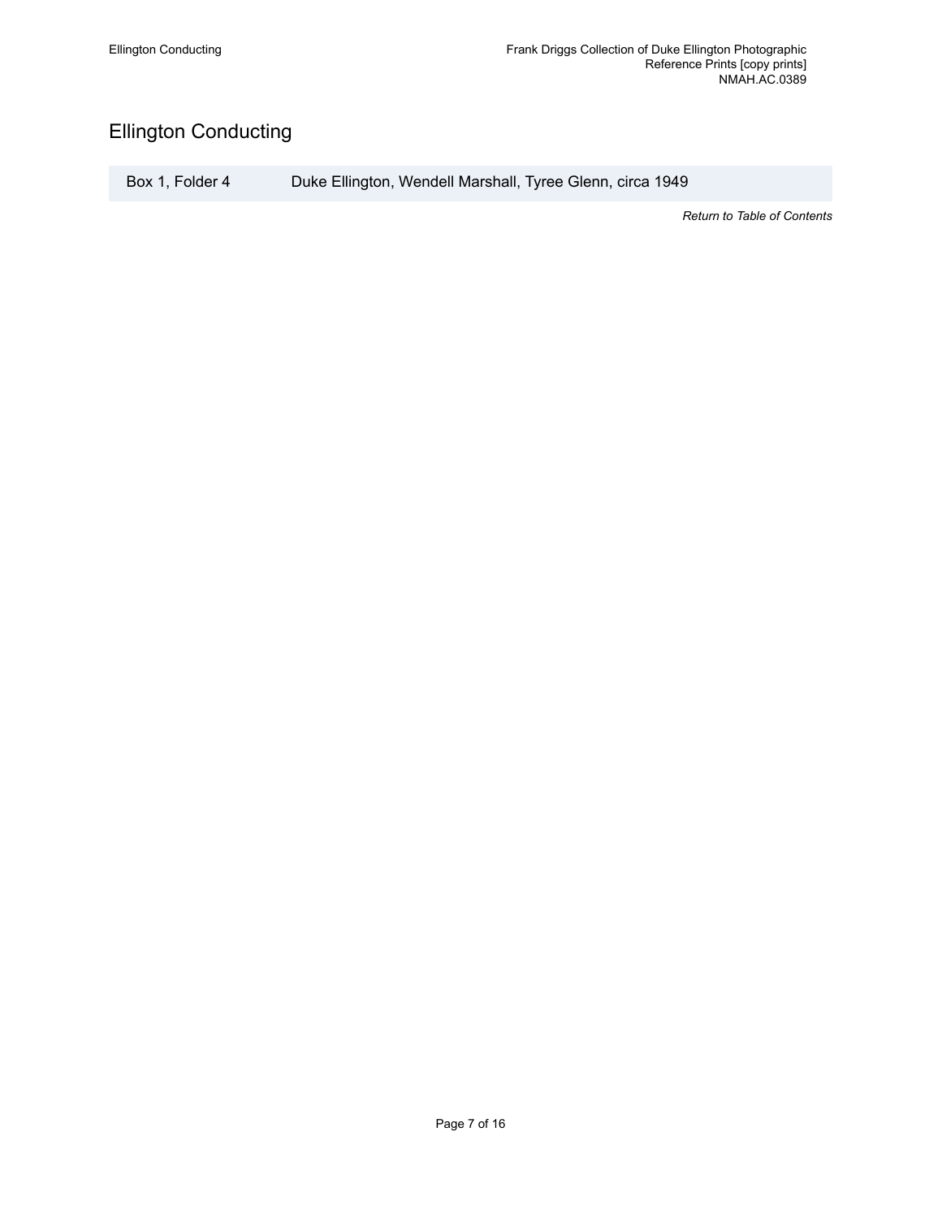# Ellington Conducting

| Box 1, Folder 4 | Duke Ellington, Wendell Marshall, Tyree Glenn, circa 1949 |
|---|---|

*Return to Table of Contents*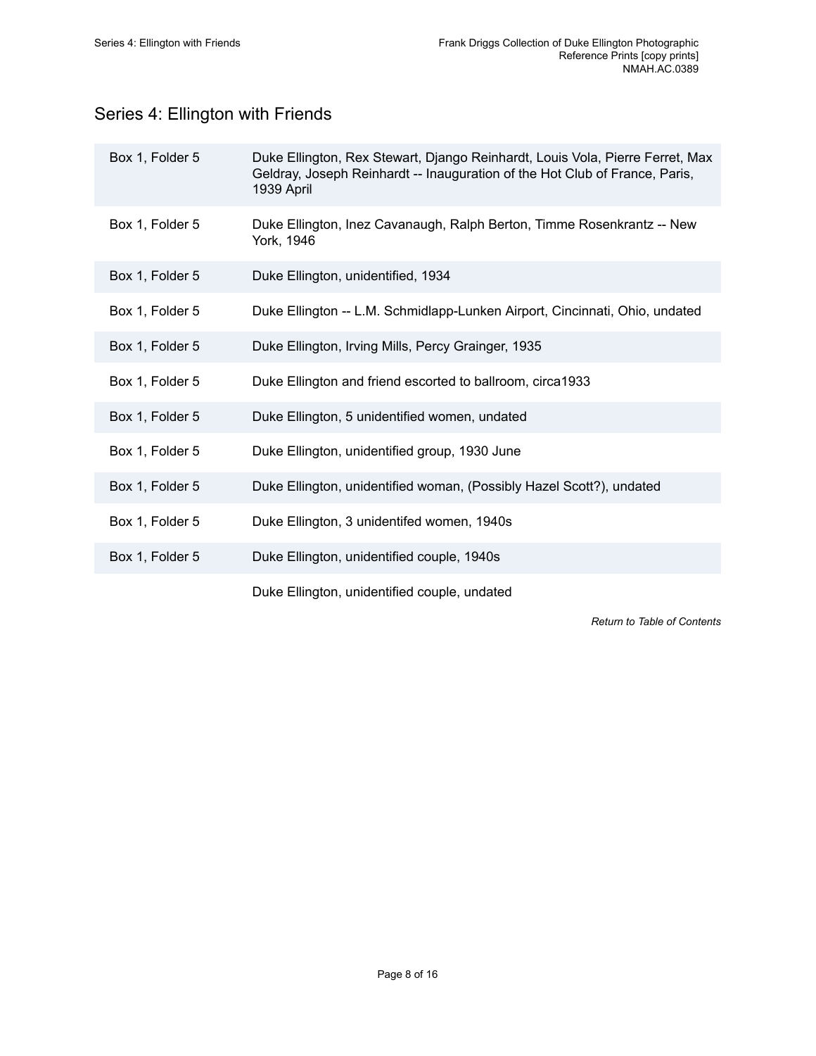## Series 4: Ellington with Friends

| | |
|---|---|
| Box 1, Folder 5 | Duke Ellington, Rex Stewart, Django Reinhardt, Louis Vola, Pierre Ferret, Max Geldray, Joseph Reinhardt -- Inauguration of the Hot Club of France, Paris, 1939 April |
| Box 1, Folder 5 | Duke Ellington, Inez Cavanaugh, Ralph Berton, Timme Rosenkrantz -- New York, 1946 |
| Box 1, Folder 5 | Duke Ellington, unidentified, 1934 |
| Box 1, Folder 5 | Duke Ellington -- L.M. Schmidlapp-Lunken Airport, Cincinnati, Ohio, undated |
| Box 1, Folder 5 | Duke Ellington, Irving Mills, Percy Grainger, 1935 |
| Box 1, Folder 5 | Duke Ellington and friend escorted to ballroom, circa1933 |
| Box 1, Folder 5 | Duke Ellington, 5 unidentified women, undated |
| Box 1, Folder 5 | Duke Ellington, unidentified group, 1930 June |
| Box 1, Folder 5 | Duke Ellington, unidentified woman, (Possibly Hazel Scott?), undated |
| Box 1, Folder 5 | Duke Ellington, 3 unidentifed women, 1940s |
| Box 1, Folder 5 | Duke Ellington, unidentified couple, 1940s |
| | Duke Ellington, unidentified couple, undated |

*Return to Table of Contents*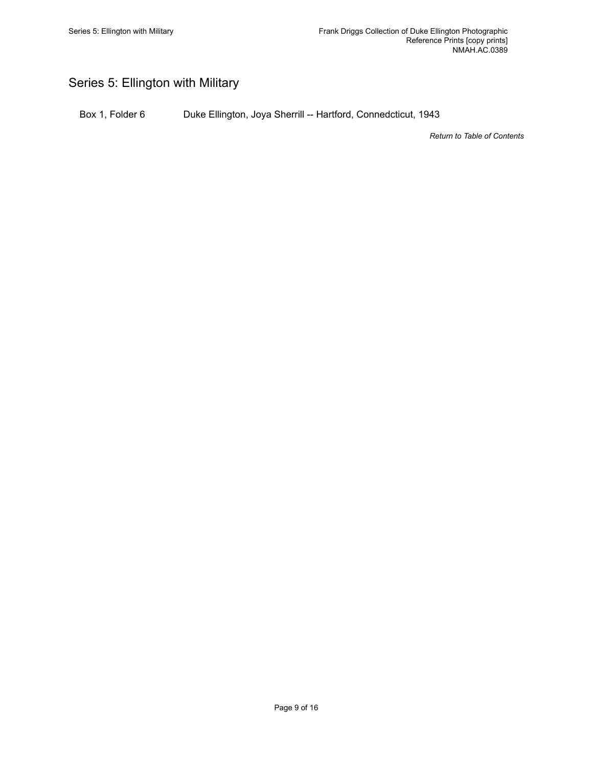## Series 5: Ellington with Military

Box 1, Folder 6 Duke Ellington, Joya Sherrill -- Hartford, Connedcticut, 1943

*Return to Table of Contents*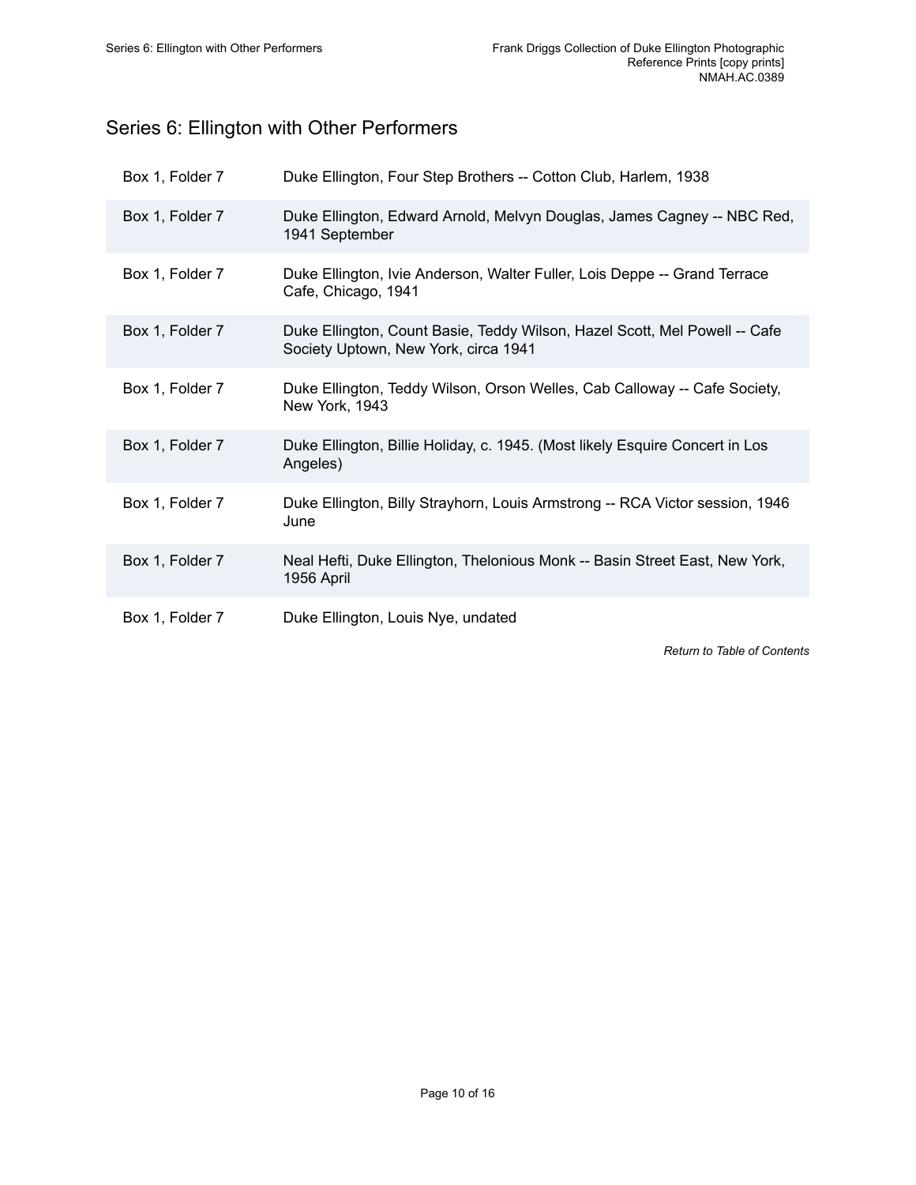## Series 6: Ellington with Other Performers

| | |
|---|---|
| Box 1, Folder 7 | Duke Ellington, Four Step Brothers -- Cotton Club, Harlem, 1938 |
| Box 1, Folder 7 | Duke Ellington, Edward Arnold, Melvyn Douglas, James Cagney -- NBC Red, 1941 September |
| Box 1, Folder 7 | Duke Ellington, Ivie Anderson, Walter Fuller, Lois Deppe -- Grand Terrace Cafe, Chicago, 1941 |
| Box 1, Folder 7 | Duke Ellington, Count Basie, Teddy Wilson, Hazel Scott, Mel Powell -- Cafe Society Uptown, New York, circa 1941 |
| Box 1, Folder 7 | Duke Ellington, Teddy Wilson, Orson Welles, Cab Calloway -- Cafe Society, New York, 1943 |
| Box 1, Folder 7 | Duke Ellington, Billie Holiday, c. 1945. (Most likely Esquire Concert in Los Angeles) |
| Box 1, Folder 7 | Duke Ellington, Billy Strayhorn, Louis Armstrong -- RCA Victor session, 1946 June |
| Box 1, Folder 7 | Neal Hefti, Duke Ellington, Thelonious Monk -- Basin Street East, New York, 1956 April |
| Box 1, Folder 7 | Duke Ellington, Louis Nye, undated |

*Return to Table of Contents*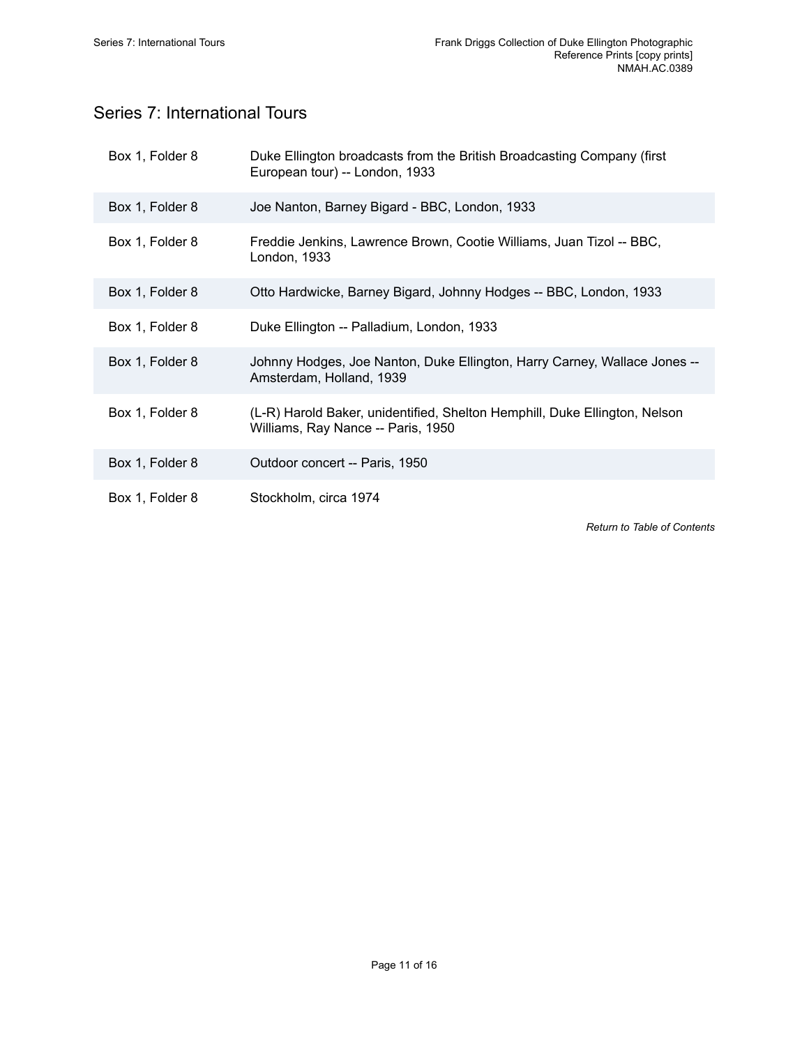## Series 7: International Tours

| | |
|---|---|
| Box 1, Folder 8 | Duke Ellington broadcasts from the British Broadcasting Company (first European tour) -- London, 1933 |
| Box 1, Folder 8 | Joe Nanton, Barney Bigard - BBC, London, 1933 |
| Box 1, Folder 8 | Freddie Jenkins, Lawrence Brown, Cootie Williams, Juan Tizol -- BBC, London, 1933 |
| Box 1, Folder 8 | Otto Hardwicke, Barney Bigard, Johnny Hodges -- BBC, London, 1933 |
| Box 1, Folder 8 | Duke Ellington -- Palladium, London, 1933 |
| Box 1, Folder 8 | Johnny Hodges, Joe Nanton, Duke Ellington, Harry Carney, Wallace Jones -- Amsterdam, Holland, 1939 |
| Box 1, Folder 8 | (L-R) Harold Baker, unidentified, Shelton Hemphill, Duke Ellington, Nelson Williams, Ray Nance -- Paris, 1950 |
| Box 1, Folder 8 | Outdoor concert -- Paris, 1950 |
| Box 1, Folder 8 | Stockholm, circa 1974 |

*Return to Table of Contents*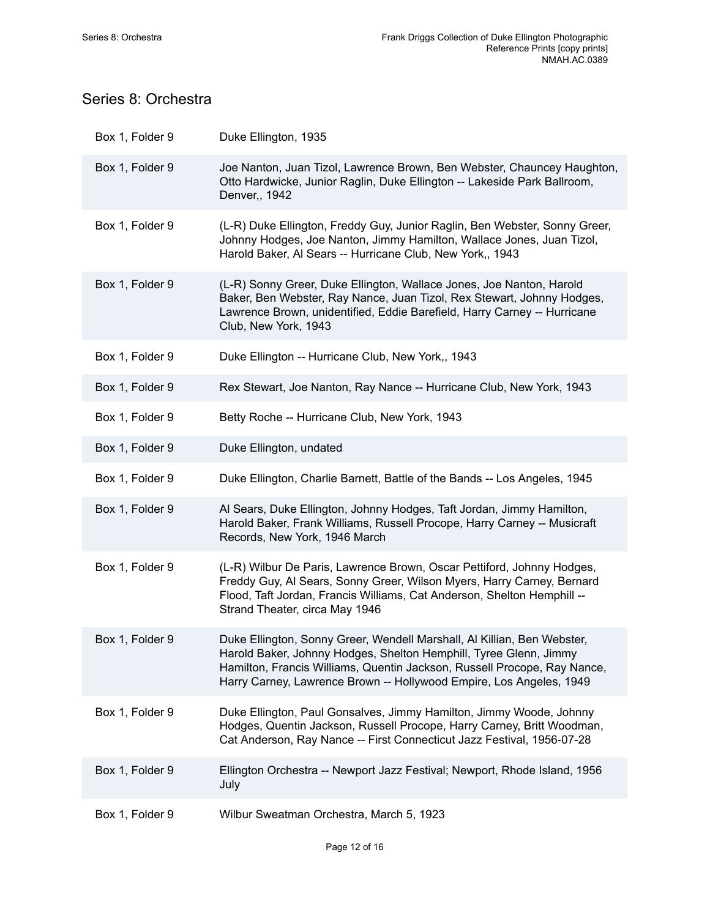## Series 8: Orchestra

| | |
|---|---|
| Box 1, Folder 9 | Duke Ellington, 1935 |
| Box 1, Folder 9 | Joe Nanton, Juan Tizol, Lawrence Brown, Ben Webster, Chauncey Haughton, Otto Hardwicke, Junior Raglin, Duke Ellington -- Lakeside Park Ballroom, Denver,, 1942 |
| Box 1, Folder 9 | (L-R) Duke Ellington, Freddy Guy, Junior Raglin, Ben Webster, Sonny Greer, Johnny Hodges, Joe Nanton, Jimmy Hamilton, Wallace Jones, Juan Tizol, Harold Baker, Al Sears -- Hurricane Club, New York,, 1943 |
| Box 1, Folder 9 | (L-R) Sonny Greer, Duke Ellington, Wallace Jones, Joe Nanton, Harold Baker, Ben Webster, Ray Nance, Juan Tizol, Rex Stewart, Johnny Hodges, Lawrence Brown, unidentified, Eddie Barefield, Harry Carney -- Hurricane Club, New York, 1943 |
| Box 1, Folder 9 | Duke Ellington -- Hurricane Club, New York,, 1943 |
| Box 1, Folder 9 | Rex Stewart, Joe Nanton, Ray Nance -- Hurricane Club, New York, 1943 |
| Box 1, Folder 9 | Betty Roche -- Hurricane Club, New York, 1943 |
| Box 1, Folder 9 | Duke Ellington, undated |
| Box 1, Folder 9 | Duke Ellington, Charlie Barnett, Battle of the Bands -- Los Angeles, 1945 |
| Box 1, Folder 9 | Al Sears, Duke Ellington, Johnny Hodges, Taft Jordan, Jimmy Hamilton, Harold Baker, Frank Williams, Russell Procope, Harry Carney -- Musicraft Records, New York, 1946 March |
| Box 1, Folder 9 | (L-R) Wilbur De Paris, Lawrence Brown, Oscar Pettiford, Johnny Hodges, Freddy Guy, Al Sears, Sonny Greer, Wilson Myers, Harry Carney, Bernard Flood, Taft Jordan, Francis Williams, Cat Anderson, Shelton Hemphill -- Strand Theater, circa May 1946 |
| Box 1, Folder 9 | Duke Ellington, Sonny Greer, Wendell Marshall, Al Killian, Ben Webster, Harold Baker, Johnny Hodges, Shelton Hemphill, Tyree Glenn, Jimmy Hamilton, Francis Williams, Quentin Jackson, Russell Procope, Ray Nance, Harry Carney, Lawrence Brown -- Hollywood Empire, Los Angeles, 1949 |
| Box 1, Folder 9 | Duke Ellington, Paul Gonsalves, Jimmy Hamilton, Jimmy Woode, Johnny Hodges, Quentin Jackson, Russell Procope, Harry Carney, Britt Woodman, Cat Anderson, Ray Nance -- First Connecticut Jazz Festival, 1956-07-28 |
| Box 1, Folder 9 | Ellington Orchestra -- Newport Jazz Festival; Newport, Rhode Island, 1956 July |
| Box 1, Folder 9 | Wilbur Sweatman Orchestra, March 5, 1923 |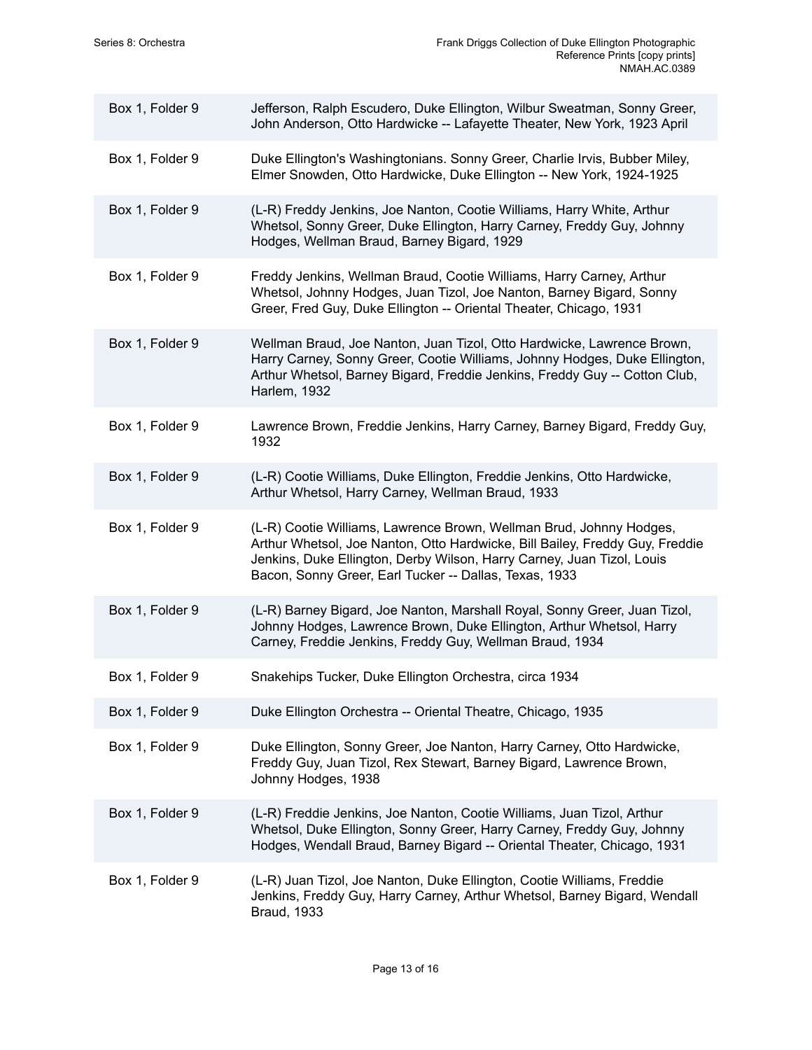| | |
|---|---|
| Box 1, Folder 9 | Jefferson, Ralph Escudero, Duke Ellington, Wilbur Sweatman, Sonny Greer, John Anderson, Otto Hardwicke -- Lafayette Theater, New York, 1923 April |
| Box 1, Folder 9 | Duke Ellington's Washingtonians. Sonny Greer, Charlie Irvis, Bubber Miley, Elmer Snowden, Otto Hardwicke, Duke Ellington -- New York, 1924-1925 |
| Box 1, Folder 9 | (L-R) Freddy Jenkins, Joe Nanton, Cootie Williams, Harry White, Arthur Whetsol, Sonny Greer, Duke Ellington, Harry Carney, Freddy Guy, Johnny Hodges, Wellman Braud, Barney Bigard, 1929 |
| Box 1, Folder 9 | Freddy Jenkins, Wellman Braud, Cootie Williams, Harry Carney, Arthur Whetsol, Johnny Hodges, Juan Tizol, Joe Nanton, Barney Bigard, Sonny Greer, Fred Guy, Duke Ellington -- Oriental Theater, Chicago, 1931 |
| Box 1, Folder 9 | Wellman Braud, Joe Nanton, Juan Tizol, Otto Hardwicke, Lawrence Brown, Harry Carney, Sonny Greer, Cootie Williams, Johnny Hodges, Duke Ellington, Arthur Whetsol, Barney Bigard, Freddie Jenkins, Freddy Guy -- Cotton Club, Harlem, 1932 |
| Box 1, Folder 9 | Lawrence Brown, Freddie Jenkins, Harry Carney, Barney Bigard, Freddy Guy, 1932 |
| Box 1, Folder 9 | (L-R) Cootie Williams, Duke Ellington, Freddie Jenkins, Otto Hardwicke, Arthur Whetsol, Harry Carney, Wellman Braud, 1933 |
| Box 1, Folder 9 | (L-R) Cootie Williams, Lawrence Brown, Wellman Brud, Johnny Hodges, Arthur Whetsol, Joe Nanton, Otto Hardwicke, Bill Bailey, Freddy Guy, Freddie Jenkins, Duke Ellington, Derby Wilson, Harry Carney, Juan Tizol, Louis Bacon, Sonny Greer, Earl Tucker -- Dallas, Texas, 1933 |
| Box 1, Folder 9 | (L-R) Barney Bigard, Joe Nanton, Marshall Royal, Sonny Greer, Juan Tizol, Johnny Hodges, Lawrence Brown, Duke Ellington, Arthur Whetsol, Harry Carney, Freddie Jenkins, Freddy Guy, Wellman Braud, 1934 |
| Box 1, Folder 9 | Snakehips Tucker, Duke Ellington Orchestra, circa 1934 |
| Box 1, Folder 9 | Duke Ellington Orchestra -- Oriental Theatre, Chicago, 1935 |
| Box 1, Folder 9 | Duke Ellington, Sonny Greer, Joe Nanton, Harry Carney, Otto Hardwicke, Freddy Guy, Juan Tizol, Rex Stewart, Barney Bigard, Lawrence Brown, Johnny Hodges, 1938 |
| Box 1, Folder 9 | (L-R) Freddie Jenkins, Joe Nanton, Cootie Williams, Juan Tizol, Arthur Whetsol, Duke Ellington, Sonny Greer, Harry Carney, Freddy Guy, Johnny Hodges, Wendall Braud, Barney Bigard -- Oriental Theater, Chicago, 1931 |
| Box 1, Folder 9 | (L-R) Juan Tizol, Joe Nanton, Duke Ellington, Cootie Williams, Freddie Jenkins, Freddy Guy, Harry Carney, Arthur Whetsol, Barney Bigard, Wendall Braud, 1933 |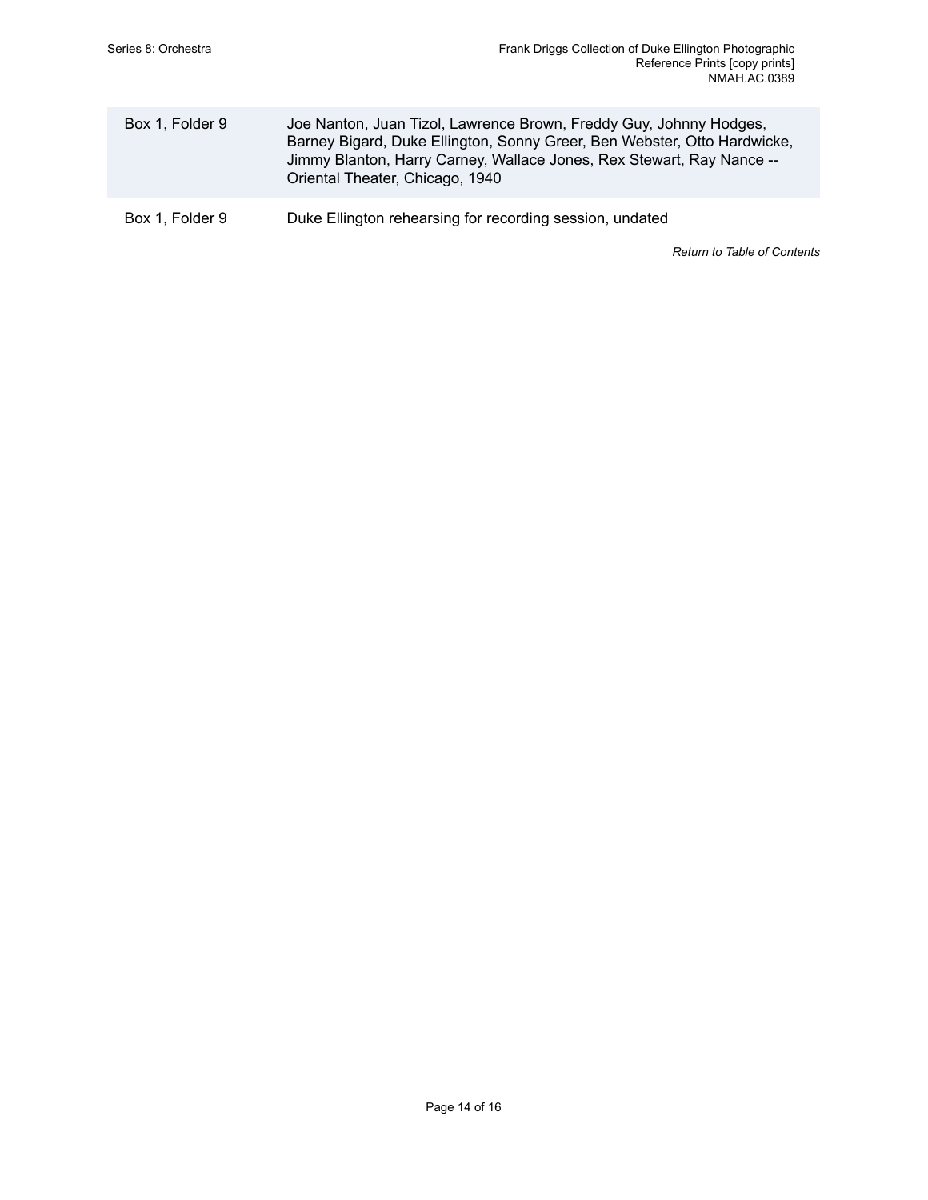| | |
|---|---|
| Box 1, Folder 9 | Joe Nanton, Juan Tizol, Lawrence Brown, Freddy Guy, Johnny Hodges, Barney Bigard, Duke Ellington, Sonny Greer, Ben Webster, Otto Hardwicke, Jimmy Blanton, Harry Carney, Wallace Jones, Rex Stewart, Ray Nance -- Oriental Theater, Chicago, 1940 |
| Box 1, Folder 9 | Duke Ellington rehearsing for recording session, undated |

*Return to Table of Contents*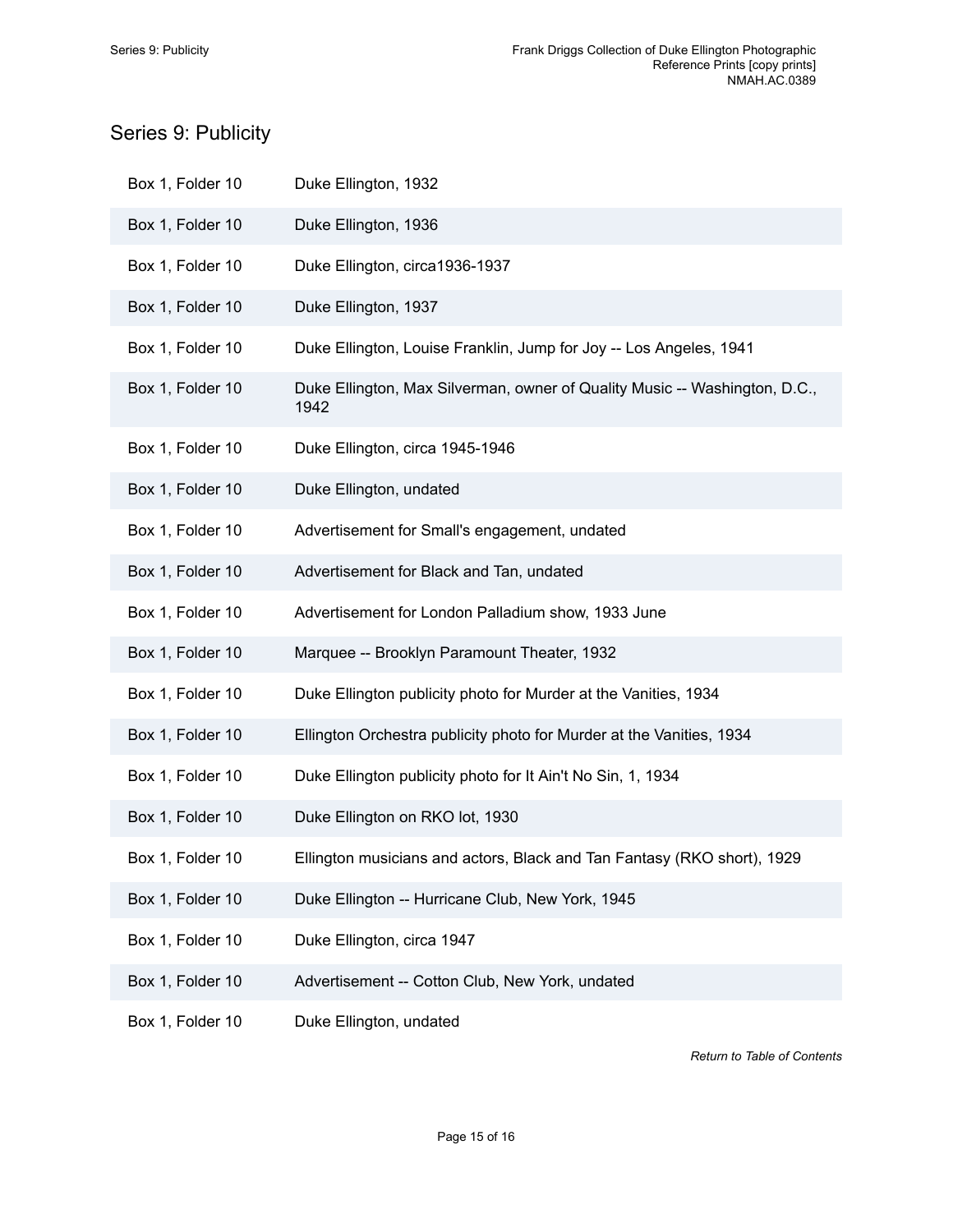## Series 9: Publicity

| | |
|---|---|
| Box 1, Folder 10 | Duke Ellington, 1932 |
| Box 1, Folder 10 | Duke Ellington, 1936 |
| Box 1, Folder 10 | Duke Ellington, circa1936-1937 |
| Box 1, Folder 10 | Duke Ellington, 1937 |
| Box 1, Folder 10 | Duke Ellington, Louise Franklin, Jump for Joy -- Los Angeles, 1941 |
| Box 1, Folder 10 | Duke Ellington, Max Silverman, owner of Quality Music -- Washington, D.C., 1942 |
| Box 1, Folder 10 | Duke Ellington, circa 1945-1946 |
| Box 1, Folder 10 | Duke Ellington, undated |
| Box 1, Folder 10 | Advertisement for Small's engagement, undated |
| Box 1, Folder 10 | Advertisement for Black and Tan, undated |
| Box 1, Folder 10 | Advertisement for London Palladium show, 1933 June |
| Box 1, Folder 10 | Marquee -- Brooklyn Paramount Theater, 1932 |
| Box 1, Folder 10 | Duke Ellington publicity photo for Murder at the Vanities, 1934 |
| Box 1, Folder 10 | Ellington Orchestra publicity photo for Murder at the Vanities, 1934 |
| Box 1, Folder 10 | Duke Ellington publicity photo for It Ain't No Sin, 1, 1934 |
| Box 1, Folder 10 | Duke Ellington on RKO lot, 1930 |
| Box 1, Folder 10 | Ellington musicians and actors, Black and Tan Fantasy (RKO short), 1929 |
| Box 1, Folder 10 | Duke Ellington -- Hurricane Club, New York, 1945 |
| Box 1, Folder 10 | Duke Ellington, circa 1947 |
| Box 1, Folder 10 | Advertisement -- Cotton Club, New York, undated |
| Box 1, Folder 10 | Duke Ellington, undated |

*Return to Table of Contents*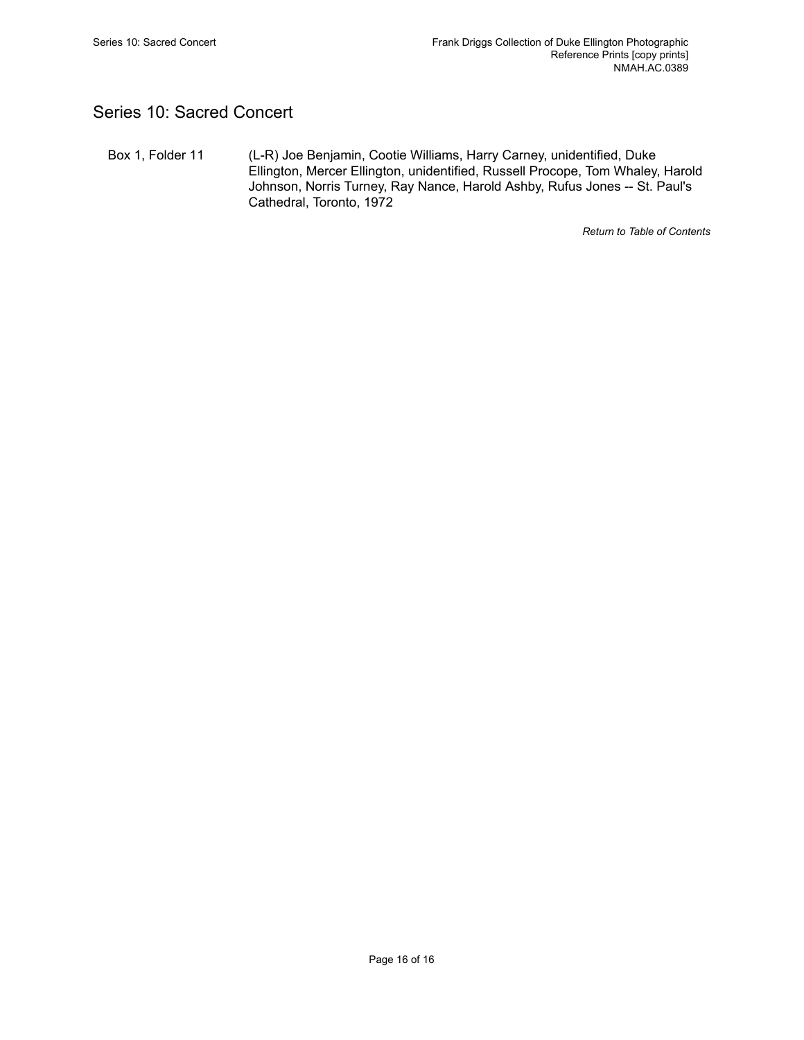## Series 10: Sacred Concert

| | |
|---|---|
| Box 1, Folder 11 | (L-R) Joe Benjamin, Cootie Williams, Harry Carney, unidentified, Duke Ellington, Mercer Ellington, unidentified, Russell Procope, Tom Whaley, Harold Johnson, Norris Turney, Ray Nance, Harold Ashby, Rufus Jones -- St. Paul's Cathedral, Toronto, 1972 |

*Return to Table of Contents*